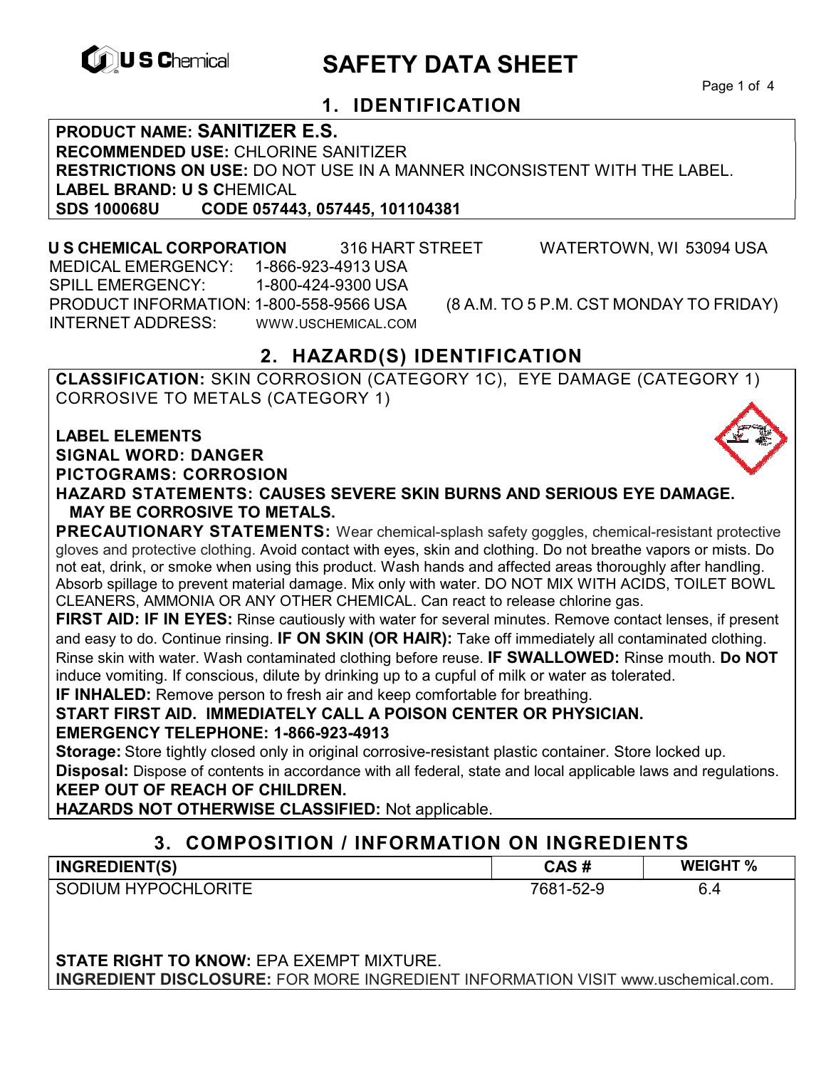U S Chemical

# SAFETY DATA SHEET

## 1. IDENTIFICATION

**PRODUCT NAME: SANITIZER E.S.**
**RECOMMENDED USE:** CHLORINE SANITIZER
**RESTRICTIONS ON USE:** DO NOT USE IN A MANNER INCONSISTENT WITH THE LABEL.
**LABEL BRAND: U S C**HEMICAL
**SDS 100068U CODE 057443, 057445, 101104381**

**U S CHEMICAL CORPORATION** 316 HART STREET WATERTOWN, WI 53094 USA
MEDICAL EMERGENCY: 1-866-923-4913 USA
SPILL EMERGENCY: 1-800-424-9300 USA
PRODUCT INFORMATION: 1-800-558-9566 USA (8 A.M. TO 5 P.M. CST MONDAY TO FRIDAY)
INTERNET ADDRESS: WWW.USCHEMICAL.COM

## 2. HAZARD(S) IDENTIFICATION

**CLASSIFICATION:** SKIN CORROSION (CATEGORY 1C), EYE DAMAGE (CATEGORY 1) CORROSIVE TO METALS (CATEGORY 1)

**LABEL ELEMENTS**
**SIGNAL WORD: DANGER**
**PICTOGRAMS: CORROSION**
**HAZARD STATEMENTS: CAUSES SEVERE SKIN BURNS AND SERIOUS EYE DAMAGE. MAY BE CORROSIVE TO METALS.**

**PRECAUTIONARY STATEMENTS:** Wear chemical-splash safety goggles, chemical-resistant protective gloves and protective clothing. Avoid contact with eyes, skin and clothing. Do not breathe vapors or mists. Do not eat, drink, or smoke when using this product. Wash hands and affected areas thoroughly after handling. Absorb spillage to prevent material damage. Mix only with water. DO NOT MIX WITH ACIDS, TOILET BOWL CLEANERS, AMMONIA OR ANY OTHER CHEMICAL. Can react to release chlorine gas.

**FIRST AID: IF IN EYES:** Rinse cautiously with water for several minutes. Remove contact lenses, if present and easy to do. Continue rinsing. **IF ON SKIN (OR HAIR):** Take off immediately all contaminated clothing. Rinse skin with water. Wash contaminated clothing before reuse. **IF SWALLOWED:** Rinse mouth. **Do NOT** induce vomiting. If conscious, dilute by drinking up to a cupful of milk or water as tolerated.

**IF INHALED:** Remove person to fresh air and keep comfortable for breathing.

**START FIRST AID. IMMEDIATELY CALL A POISON CENTER OR PHYSICIAN.**
**EMERGENCY TELEPHONE: 1-866-923-4913**

**Storage:** Store tightly closed only in original corrosive-resistant plastic container. Store locked up.
**Disposal:** Dispose of contents in accordance with all federal, state and local applicable laws and regulations.
**KEEP OUT OF REACH OF CHILDREN.**
**HAZARDS NOT OTHERWISE CLASSIFIED:** Not applicable.

## 3. COMPOSITION / INFORMATION ON INGREDIENTS

| INGREDIENT(S) | CAS # | WEIGHT % |
| --- | --- | --- |
| SODIUM HYPOCHLORITE | 7681-52-9 | 6.4 |

**STATE RIGHT TO KNOW:** EPA EXEMPT MIXTURE.
**INGREDIENT DISCLOSURE:** FOR MORE INGREDIENT INFORMATION VISIT www.uschemical.com.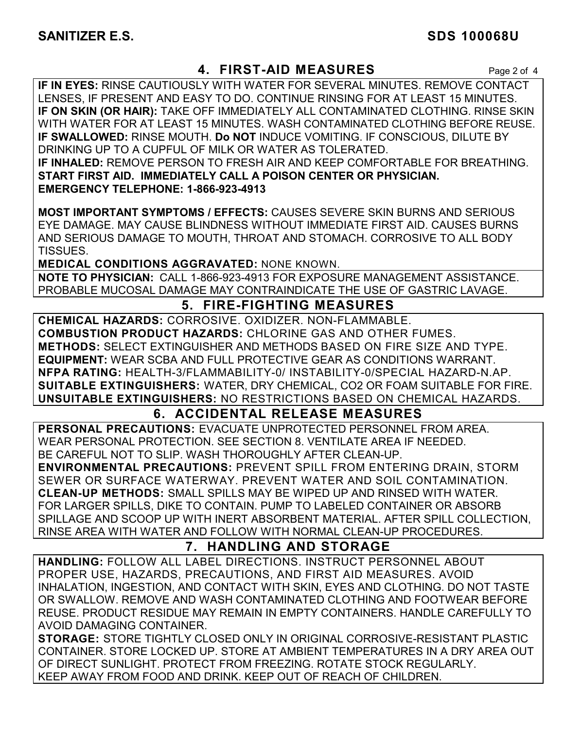## 4. FIRST-AID MEASURES

**IF IN EYES:** RINSE CAUTIOUSLY WITH WATER FOR SEVERAL MINUTES. REMOVE CONTACT LENSES, IF PRESENT AND EASY TO DO. CONTINUE RINSING FOR AT LEAST 15 MINUTES.
**IF ON SKIN (OR HAIR):** TAKE OFF IMMEDIATELY ALL CONTAMINATED CLOTHING. RINSE SKIN WITH WATER FOR AT LEAST 15 MINUTES. WASH CONTAMINATED CLOTHING BEFORE REUSE.
**IF SWALLOWED:** RINSE MOUTH. **Do NOT** INDUCE VOMITING. IF CONSCIOUS, DILUTE BY DRINKING UP TO A CUPFUL OF MILK OR WATER AS TOLERATED.
**IF INHALED:** REMOVE PERSON TO FRESH AIR AND KEEP COMFORTABLE FOR BREATHING.
**START FIRST AID. IMMEDIATELY CALL A POISON CENTER OR PHYSICIAN.**
**EMERGENCY TELEPHONE: 1-866-923-4913**

**MOST IMPORTANT SYMPTOMS / EFFECTS:** CAUSES SEVERE SKIN BURNS AND SERIOUS EYE DAMAGE. MAY CAUSE BLINDNESS WITHOUT IMMEDIATE FIRST AID. CAUSES BURNS AND SERIOUS DAMAGE TO MOUTH, THROAT AND STOMACH. CORROSIVE TO ALL BODY TISSUES.
**MEDICAL CONDITIONS AGGRAVATED:** NONE KNOWN.

**NOTE TO PHYSICIAN:** CALL 1-866-923-4913 FOR EXPOSURE MANAGEMENT ASSISTANCE. PROBABLE MUCOSAL DAMAGE MAY CONTRAINDICATE THE USE OF GASTRIC LAVAGE.

## 5. FIRE-FIGHTING MEASURES

**CHEMICAL HAZARDS:** CORROSIVE. OXIDIZER. NON-FLAMMABLE.
**COMBUSTION PRODUCT HAZARDS:** CHLORINE GAS AND OTHER FUMES.
**METHODS:** SELECT EXTINGUISHER AND METHODS BASED ON FIRE SIZE AND TYPE.
**EQUIPMENT:** WEAR SCBA AND FULL PROTECTIVE GEAR AS CONDITIONS WARRANT.
**NFPA RATING:** HEALTH-3/FLAMMABILITY-0/ INSTABILITY-0/SPECIAL HAZARD-N.AP.
**SUITABLE EXTINGUISHERS:** WATER, DRY CHEMICAL, CO2 OR FOAM SUITABLE FOR FIRE.
**UNSUITABLE EXTINGUISHERS:** NO RESTRICTIONS BASED ON CHEMICAL HAZARDS.

## 6. ACCIDENTAL RELEASE MEASURES

**PERSONAL PRECAUTIONS:** EVACUATE UNPROTECTED PERSONNEL FROM AREA. WEAR PERSONAL PROTECTION. SEE SECTION 8. VENTILATE AREA IF NEEDED. BE CAREFUL NOT TO SLIP. WASH THOROUGHLY AFTER CLEAN-UP.
**ENVIRONMENTAL PRECAUTIONS:** PREVENT SPILL FROM ENTERING DRAIN, STORM SEWER OR SURFACE WATERWAY. PREVENT WATER AND SOIL CONTAMINATION.
**CLEAN-UP METHODS:** SMALL SPILLS MAY BE WIPED UP AND RINSED WITH WATER. FOR LARGER SPILLS, DIKE TO CONTAIN. PUMP TO LABELED CONTAINER OR ABSORB SPILLAGE AND SCOOP UP WITH INERT ABSORBENT MATERIAL. AFTER SPILL COLLECTION, RINSE AREA WITH WATER AND FOLLOW WITH NORMAL CLEAN-UP PROCEDURES.

## 7. HANDLING AND STORAGE

**HANDLING:** FOLLOW ALL LABEL DIRECTIONS. INSTRUCT PERSONNEL ABOUT PROPER USE, HAZARDS, PRECAUTIONS, AND FIRST AID MEASURES. AVOID INHALATION, INGESTION, AND CONTACT WITH SKIN, EYES AND CLOTHING. DO NOT TASTE OR SWALLOW. REMOVE AND WASH CONTAMINATED CLOTHING AND FOOTWEAR BEFORE REUSE. PRODUCT RESIDUE MAY REMAIN IN EMPTY CONTAINERS. HANDLE CAREFULLY TO AVOID DAMAGING CONTAINER.
**STORAGE:** STORE TIGHTLY CLOSED ONLY IN ORIGINAL CORROSIVE-RESISTANT PLASTIC CONTAINER. STORE LOCKED UP. STORE AT AMBIENT TEMPERATURES IN A DRY AREA OUT OF DIRECT SUNLIGHT. PROTECT FROM FREEZING. ROTATE STOCK REGULARLY. KEEP AWAY FROM FOOD AND DRINK. KEEP OUT OF REACH OF CHILDREN.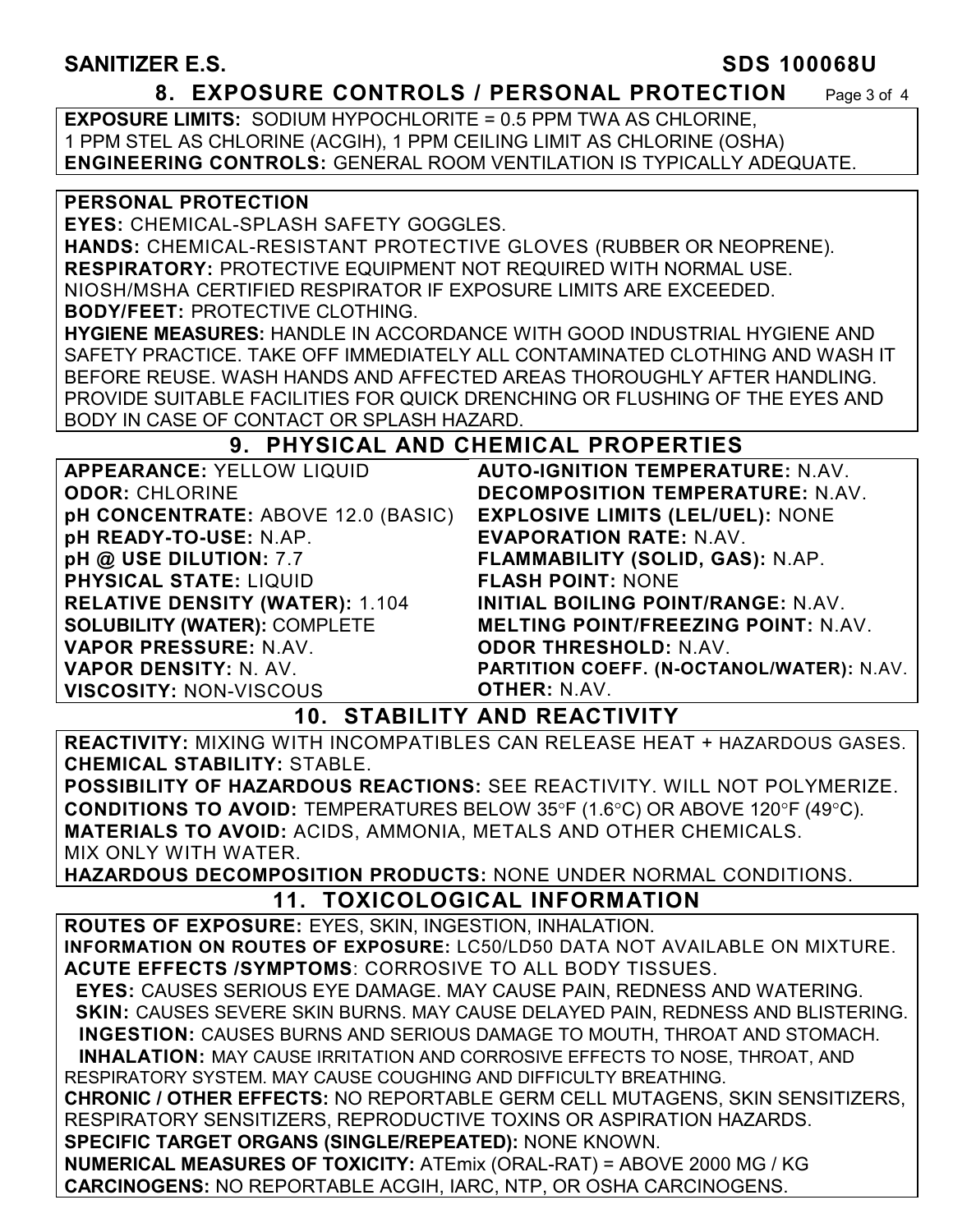## 8. EXPOSURE CONTROLS / PERSONAL PROTECTION

**EXPOSURE LIMITS:** SODIUM HYPOCHLORITE = 0.5 PPM TWA AS CHLORINE, 1 PPM STEL AS CHLORINE (ACGIH), 1 PPM CEILING LIMIT AS CHLORINE (OSHA)
**ENGINEERING CONTROLS:** GENERAL ROOM VENTILATION IS TYPICALLY ADEQUATE.

**PERSONAL PROTECTION**
**EYES:** CHEMICAL-SPLASH SAFETY GOGGLES.
**HANDS:** CHEMICAL-RESISTANT PROTECTIVE GLOVES (RUBBER OR NEOPRENE).
**RESPIRATORY:** PROTECTIVE EQUIPMENT NOT REQUIRED WITH NORMAL USE. NIOSH/MSHA CERTIFIED RESPIRATOR IF EXPOSURE LIMITS ARE EXCEEDED.
**BODY/FEET:** PROTECTIVE CLOTHING.
**HYGIENE MEASURES:** HANDLE IN ACCORDANCE WITH GOOD INDUSTRIAL HYGIENE AND SAFETY PRACTICE. TAKE OFF IMMEDIATELY ALL CONTAMINATED CLOTHING AND WASH IT BEFORE REUSE. WASH HANDS AND AFFECTED AREAS THOROUGHLY AFTER HANDLING. PROVIDE SUITABLE FACILITIES FOR QUICK DRENCHING OR FLUSHING OF THE EYES AND BODY IN CASE OF CONTACT OR SPLASH HAZARD.

## 9. PHYSICAL AND CHEMICAL PROPERTIES

| | |
|---|---|
| **APPEARANCE:** YELLOW LIQUID | **AUTO-IGNITION TEMPERATURE:** N.AV. |
| **ODOR:** CHLORINE | **DECOMPOSITION TEMPERATURE:** N.AV. |
| **pH CONCENTRATE:** ABOVE 12.0 (BASIC) | **EXPLOSIVE LIMITS (LEL/UEL):** NONE |
| **pH READY-TO-USE:** N.AP. | **EVAPORATION RATE:** N.AV. |
| **pH @ USE DILUTION:** 7.7 | **FLAMMABILITY (SOLID, GAS):** N.AP. |
| **PHYSICAL STATE:** LIQUID | **FLASH POINT:** NONE |
| **RELATIVE DENSITY (WATER):** 1.104 | **INITIAL BOILING POINT/RANGE:** N.AV. |
| **SOLUBILITY (WATER):** COMPLETE | **MELTING POINT/FREEZING POINT:** N.AV. |
| **VAPOR PRESSURE:** N.AV. | **ODOR THRESHOLD:** N.AV. |
| **VAPOR DENSITY:** N. AV. | **PARTITION COEFF. (N-OCTANOL/WATER):** N.AV. |
| **VISCOSITY:** NON-VISCOUS | **OTHER:** N.AV. |

## 10. STABILITY AND REACTIVITY

**REACTIVITY:** MIXING WITH INCOMPATIBLES CAN RELEASE HEAT + HAZARDOUS GASES.
**CHEMICAL STABILITY:** STABLE.
**POSSIBILITY OF HAZARDOUS REACTIONS:** SEE REACTIVITY. WILL NOT POLYMERIZE.
**CONDITIONS TO AVOID:** TEMPERATURES BELOW 35°F (1.6°C) OR ABOVE 120°F (49°C).
**MATERIALS TO AVOID:** ACIDS, AMMONIA, METALS AND OTHER CHEMICALS. MIX ONLY WITH WATER.
**HAZARDOUS DECOMPOSITION PRODUCTS:** NONE UNDER NORMAL CONDITIONS.

## 11. TOXICOLOGICAL INFORMATION

**ROUTES OF EXPOSURE:** EYES, SKIN, INGESTION, INHALATION.
**INFORMATION ON ROUTES OF EXPOSURE:** LC50/LD50 DATA NOT AVAILABLE ON MIXTURE.
**ACUTE EFFECTS /SYMPTOMS**: CORROSIVE TO ALL BODY TISSUES.
**EYES:** CAUSES SERIOUS EYE DAMAGE. MAY CAUSE PAIN, REDNESS AND WATERING.
**SKIN:** CAUSES SEVERE SKIN BURNS. MAY CAUSE DELAYED PAIN, REDNESS AND BLISTERING.
**INGESTION:** CAUSES BURNS AND SERIOUS DAMAGE TO MOUTH, THROAT AND STOMACH.
**INHALATION:** MAY CAUSE IRRITATION AND CORROSIVE EFFECTS TO NOSE, THROAT, AND RESPIRATORY SYSTEM. MAY CAUSE COUGHING AND DIFFICULTY BREATHING.
**CHRONIC / OTHER EFFECTS:** NO REPORTABLE GERM CELL MUTAGENS, SKIN SENSITIZERS, RESPIRATORY SENSITIZERS, REPRODUCTIVE TOXINS OR ASPIRATION HAZARDS.
**SPECIFIC TARGET ORGANS (SINGLE/REPEATED):** NONE KNOWN.
**NUMERICAL MEASURES OF TOXICITY:** ATEmix (ORAL-RAT) = ABOVE 2000 MG / KG
**CARCINOGENS:** NO REPORTABLE ACGIH, IARC, NTP, OR OSHA CARCINOGENS.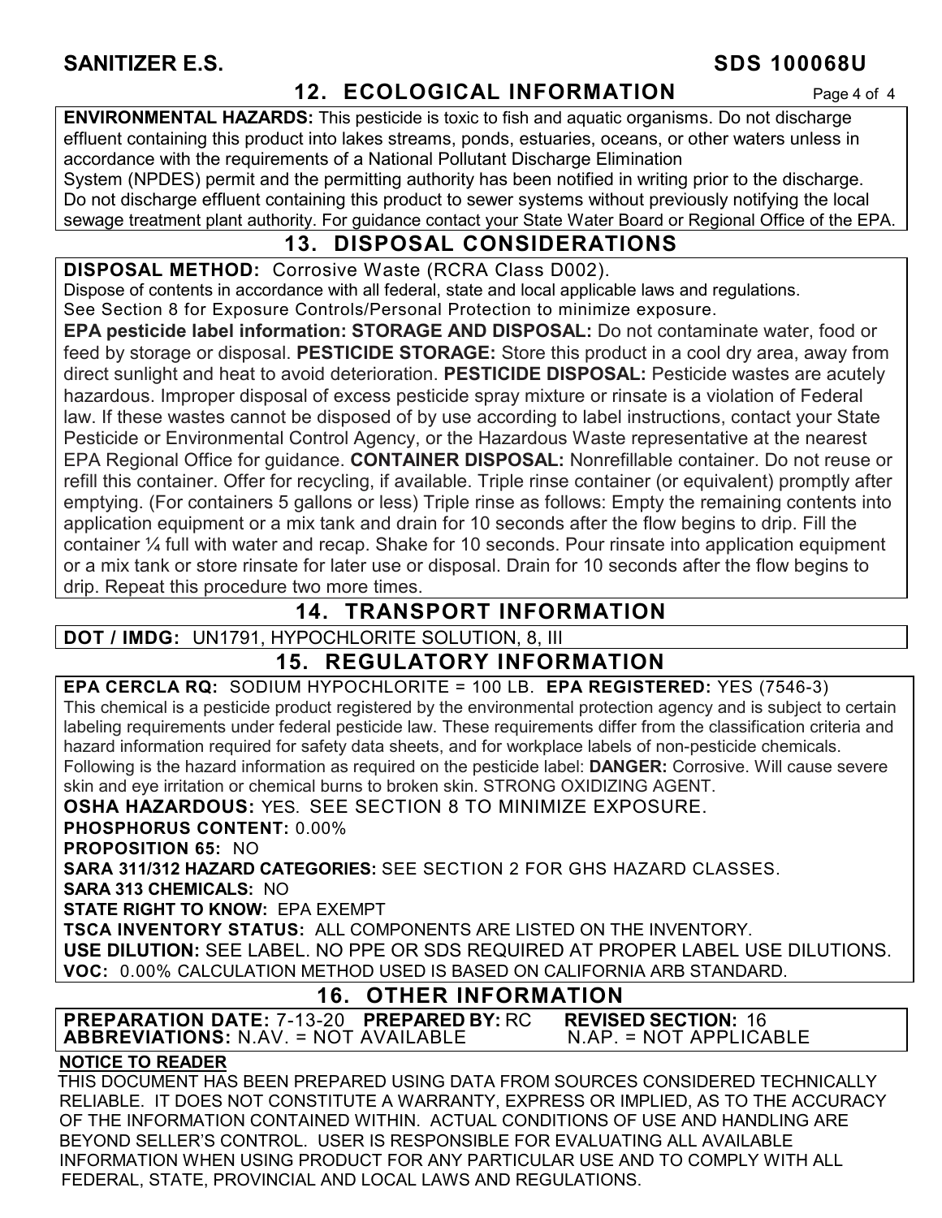## 12. ECOLOGICAL INFORMATION

**ENVIRONMENTAL HAZARDS:** This pesticide is toxic to fish and aquatic organisms. Do not discharge effluent containing this product into lakes streams, ponds, estuaries, oceans, or other waters unless in accordance with the requirements of a National Pollutant Discharge Elimination System (NPDES) permit and the permitting authority has been notified in writing prior to the discharge. Do not discharge effluent containing this product to sewer systems without previously notifying the local sewage treatment plant authority. For guidance contact your State Water Board or Regional Office of the EPA.

## 13. DISPOSAL CONSIDERATIONS

**DISPOSAL METHOD:** Corrosive Waste (RCRA Class D002).
Dispose of contents in accordance with all federal, state and local applicable laws and regulations.
See Section 8 for Exposure Controls/Personal Protection to minimize exposure.

**EPA pesticide label information: STORAGE AND DISPOSAL:** Do not contaminate water, food or feed by storage or disposal. **PESTICIDE STORAGE:** Store this product in a cool dry area, away from direct sunlight and heat to avoid deterioration. **PESTICIDE DISPOSAL:** Pesticide wastes are acutely hazardous. Improper disposal of excess pesticide spray mixture or rinsate is a violation of Federal law. If these wastes cannot be disposed of by use according to label instructions, contact your State Pesticide or Environmental Control Agency, or the Hazardous Waste representative at the nearest EPA Regional Office for guidance. **CONTAINER DISPOSAL:** Nonrefillable container. Do not reuse or refill this container. Offer for recycling, if available. Triple rinse container (or equivalent) promptly after emptying. (For containers 5 gallons or less) Triple rinse as follows: Empty the remaining contents into application equipment or a mix tank and drain for 10 seconds after the flow begins to drip. Fill the container ¼ full with water and recap. Shake for 10 seconds. Pour rinsate into application equipment or a mix tank or store rinsate for later use or disposal. Drain for 10 seconds after the flow begins to drip. Repeat this procedure two more times.

## 14. TRANSPORT INFORMATION

**DOT / IMDG:** UN1791, HYPOCHLORITE SOLUTION, 8, III

## 15. REGULATORY INFORMATION

**EPA CERCLA RQ:** SODIUM HYPOCHLORITE = 100 LB. **EPA REGISTERED:** YES (7546-3)
This chemical is a pesticide product registered by the environmental protection agency and is subject to certain labeling requirements under federal pesticide law. These requirements differ from the classification criteria and hazard information required for safety data sheets, and for workplace labels of non-pesticide chemicals. Following is the hazard information as required on the pesticide label: **DANGER:** Corrosive. Will cause severe skin and eye irritation or chemical burns to broken skin. STRONG OXIDIZING AGENT.

**OSHA HAZARDOUS:** YES. SEE SECTION 8 TO MINIMIZE EXPOSURE.
**PHOSPHORUS CONTENT:** 0.00%
**PROPOSITION 65:** NO
**SARA 311/312 HAZARD CATEGORIES:** SEE SECTION 2 FOR GHS HAZARD CLASSES.
**SARA 313 CHEMICALS:** NO
**STATE RIGHT TO KNOW:** EPA EXEMPT
**TSCA INVENTORY STATUS:** ALL COMPONENTS ARE LISTED ON THE INVENTORY.
**USE DILUTION:** SEE LABEL. NO PPE OR SDS REQUIRED AT PROPER LABEL USE DILUTIONS.
**VOC:** 0.00% CALCULATION METHOD USED IS BASED ON CALIFORNIA ARB STANDARD.

## 16. OTHER INFORMATION

**PREPARATION DATE:** 7-13-20 **PREPARED BY:** RC **REVISED SECTION:** 16
**ABBREVIATIONS:** N.AV. = NOT AVAILABLE N.AP. = NOT APPLICABLE

**NOTICE TO READER**

THIS DOCUMENT HAS BEEN PREPARED USING DATA FROM SOURCES CONSIDERED TECHNICALLY RELIABLE. IT DOES NOT CONSTITUTE A WARRANTY, EXPRESS OR IMPLIED, AS TO THE ACCURACY OF THE INFORMATION CONTAINED WITHIN. ACTUAL CONDITIONS OF USE AND HANDLING ARE BEYOND SELLER'S CONTROL. USER IS RESPONSIBLE FOR EVALUATING ALL AVAILABLE INFORMATION WHEN USING PRODUCT FOR ANY PARTICULAR USE AND TO COMPLY WITH ALL FEDERAL, STATE, PROVINCIAL AND LOCAL LAWS AND REGULATIONS.